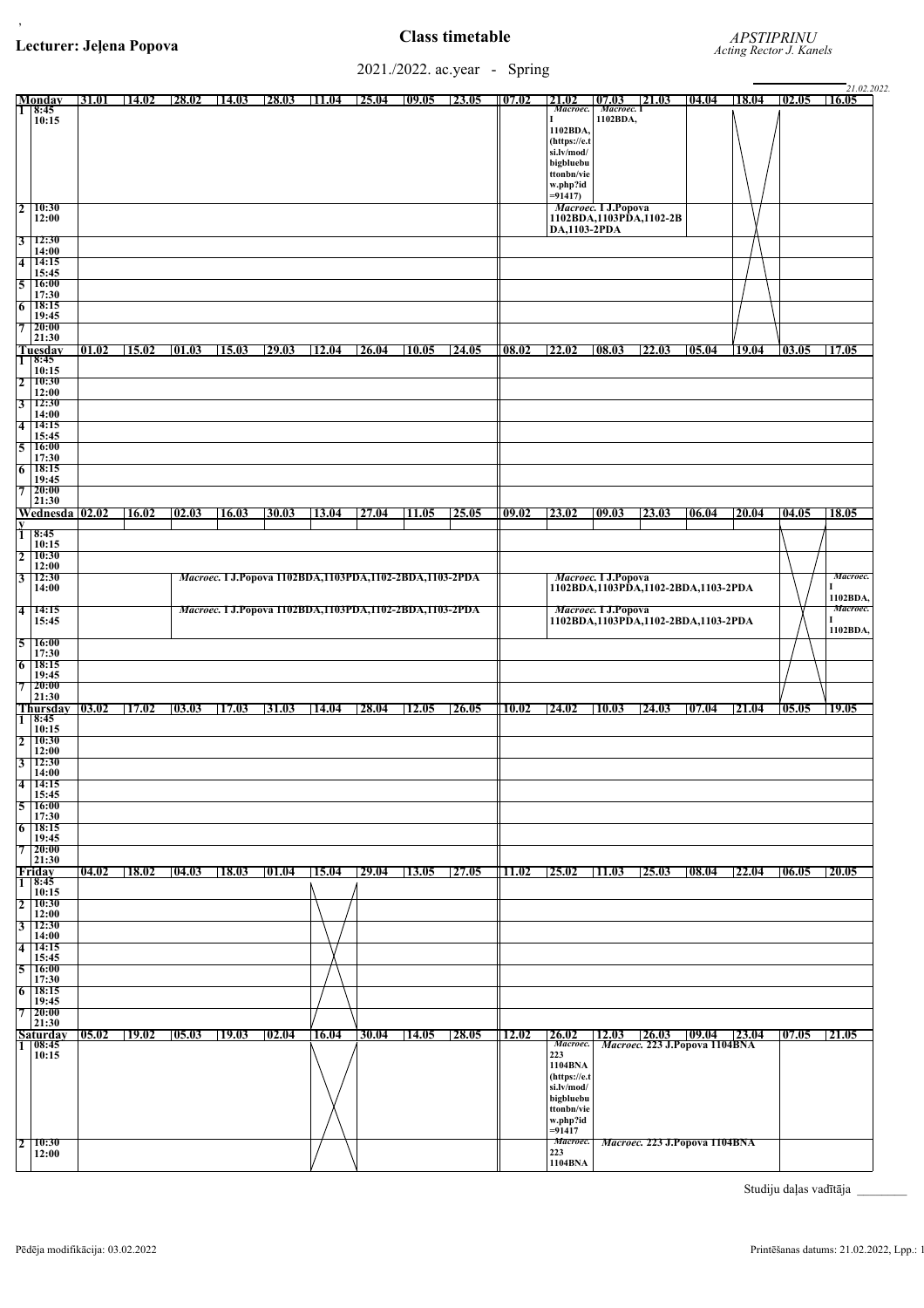**Lecturer: Jeļena Popova**

# Class timetable

*APSTIPRINU*
*Acting Rector J. Kanels*

2021./2022. ac.year - Spring

*21.02.2022.*

| Monday | 31.01 | 14.02 | 28.02 | 14.03 | 28.03 | 11.04 | 25.04 | 09.05 | 23.05 | 07.02 | 21.02 | 07.03 | 21.03 | 04.04 | 18.04 | 02.05 | 16.05 |
|---|---|---|---|---|---|---|---|---|---|---|---|---|---|---|---|---|---|
| 1 8:45 10:15 | | | | | | | | | | | *Macroec.* I 1102BDA, (https://e.tsi.lv/mod/bigbluebuttonbn/view.php?id=91417) | *Macroec.* I 1102BDA, | | | X | | |
| 2 10:30 12:00 | | | | | | | | | | | *Macroec.* I J.Popova 1102BDA,1103PDA,1102-2BDA,1103-2PDA | | | | X | | |
| 3 12:30 14:00 | | | | | | | | | | | | | | | X | | |
| 4 14:15 15:45 | | | | | | | | | | | | | | | X | | |
| 5 16:00 17:30 | | | | | | | | | | | | | | | X | | |
| 6 18:15 19:45 | | | | | | | | | | | | | | | X | | |
| 7 20:00 21:30 | | | | | | | | | | | | | | | X | | |

| Tuesday | 01.02 | 15.02 | 01.03 | 15.03 | 29.03 | 12.04 | 26.04 | 10.05 | 24.05 | 08.02 | 22.02 | 08.03 | 22.03 | 05.04 | 19.04 | 03.05 | 17.05 |
|---|---|---|---|---|---|---|---|---|---|---|---|---|---|---|---|---|---|
| 1 8:45 10:15 | | | | | | | | | | | | | | | | | |
| 2 10:30 12:00 | | | | | | | | | | | | | | | | | |
| 3 12:30 14:00 | | | | | | | | | | | | | | | | | |
| 4 14:15 15:45 | | | | | | | | | | | | | | | | | |
| 5 16:00 17:30 | | | | | | | | | | | | | | | | | |
| 6 18:15 19:45 | | | | | | | | | | | | | | | | | |
| 7 20:00 21:30 | | | | | | | | | | | | | | | | | |

| Wednesday | 02.02 | 16.02 | 02.03 | 16.03 | 30.03 | 13.04 | 27.04 | 11.05 | 25.05 | 09.02 | 23.02 | 09.03 | 23.03 | 06.04 | 20.04 | 04.05 | 18.05 |
|---|---|---|---|---|---|---|---|---|---|---|---|---|---|---|---|---|---|
| 1 8:45 10:15 | | | | | | | | | | | | | | | | X | |
| 2 10:30 12:00 | | | | | | | | | | | | | | | | X | |
| 3 12:30 14:00 | | | *Macroec.* I J.Popova 1102BDA,1103PDA,1102-2BDA,1103-2PDA | | | | | | | | *Macroec.* I J.Popova 1102BDA,1103PDA,1102-2BDA,1103-2PDA | | | | | X | *Macroec.* I 1102BDA, |
| 4 14:15 15:45 | | | *Macroec.* I J.Popova 1102BDA,1103PDA,1102-2BDA,1103-2PDA | | | | | | | | *Macroec.* I J.Popova 1102BDA,1103PDA,1102-2BDA,1103-2PDA | | | | | X | *Macroec.* I 1102BDA, |
| 5 16:00 17:30 | | | | | | | | | | | | | | | | X | |
| 6 18:15 19:45 | | | | | | | | | | | | | | | | X | |
| 7 20:00 21:30 | | | | | | | | | | | | | | | | X | |

| Thursday | 03.02 | 17.02 | 03.03 | 17.03 | 31.03 | 14.04 | 28.04 | 12.05 | 26.05 | 10.02 | 24.02 | 10.03 | 24.03 | 07.04 | 21.04 | 05.05 | 19.05 |
|---|---|---|---|---|---|---|---|---|---|---|---|---|---|---|---|---|---|
| 1 8:45 10:15 | | | | | | | | | | | | | | | | | |
| 2 10:30 12:00 | | | | | | | | | | | | | | | | | |
| 3 12:30 14:00 | | | | | | | | | | | | | | | | | |
| 4 14:15 15:45 | | | | | | | | | | | | | | | | | |
| 5 16:00 17:30 | | | | | | | | | | | | | | | | | |
| 6 18:15 19:45 | | | | | | | | | | | | | | | | | |
| 7 20:00 21:30 | | | | | | | | | | | | | | | | | |

| Friday | 04.02 | 18.02 | 04.03 | 18.03 | 01.04 | 15.04 | 29.04 | 13.05 | 27.05 | 11.02 | 25.02 | 11.03 | 25.03 | 08.04 | 22.04 | 06.05 | 20.05 |
|---|---|---|---|---|---|---|---|---|---|---|---|---|---|---|---|---|---|
| 1 8:45 10:15 | | | | | | X | | | | | | | | | | | |
| 2 10:30 12:00 | | | | | | X | | | | | | | | | | | |
| 3 12:30 14:00 | | | | | | X | | | | | | | | | | | |
| 4 14:15 15:45 | | | | | | X | | | | | | | | | | | |
| 5 16:00 17:30 | | | | | | X | | | | | | | | | | | |
| 6 18:15 19:45 | | | | | | X | | | | | | | | | | | |
| 7 20:00 21:30 | | | | | | X | | | | | | | | | | | |

| Saturday | 05.02 | 19.02 | 05.03 | 19.03 | 02.04 | 16.04 | 30.04 | 14.05 | 28.05 | 12.02 | 26.02 | 12.03 | 26.03 | 09.04 | 23.04 | 07.05 | 21.05 |
|---|---|---|---|---|---|---|---|---|---|---|---|---|---|---|---|---|---|
| 1 08:45 10:15 | | | | | | X | | | | | *Macroec.* 223 1104BNA (https://e.tsi.lv/mod/bigbluebuttonbn/view.php?id=91417 | *Macroec.* 223 J.Popova 1104BNA | | | | | |
| 2 10:30 12:00 | | | | | | X | | | | | *Macroec.* 223 1104BNA | *Macroec.* 223 J.Popova 1104BNA | | | | | |

Studiju daļas vadītāja ________

Pēdēja modifikācija: 03.02.2022

Printēšanas datums: 21.02.2022, Lpp.: 1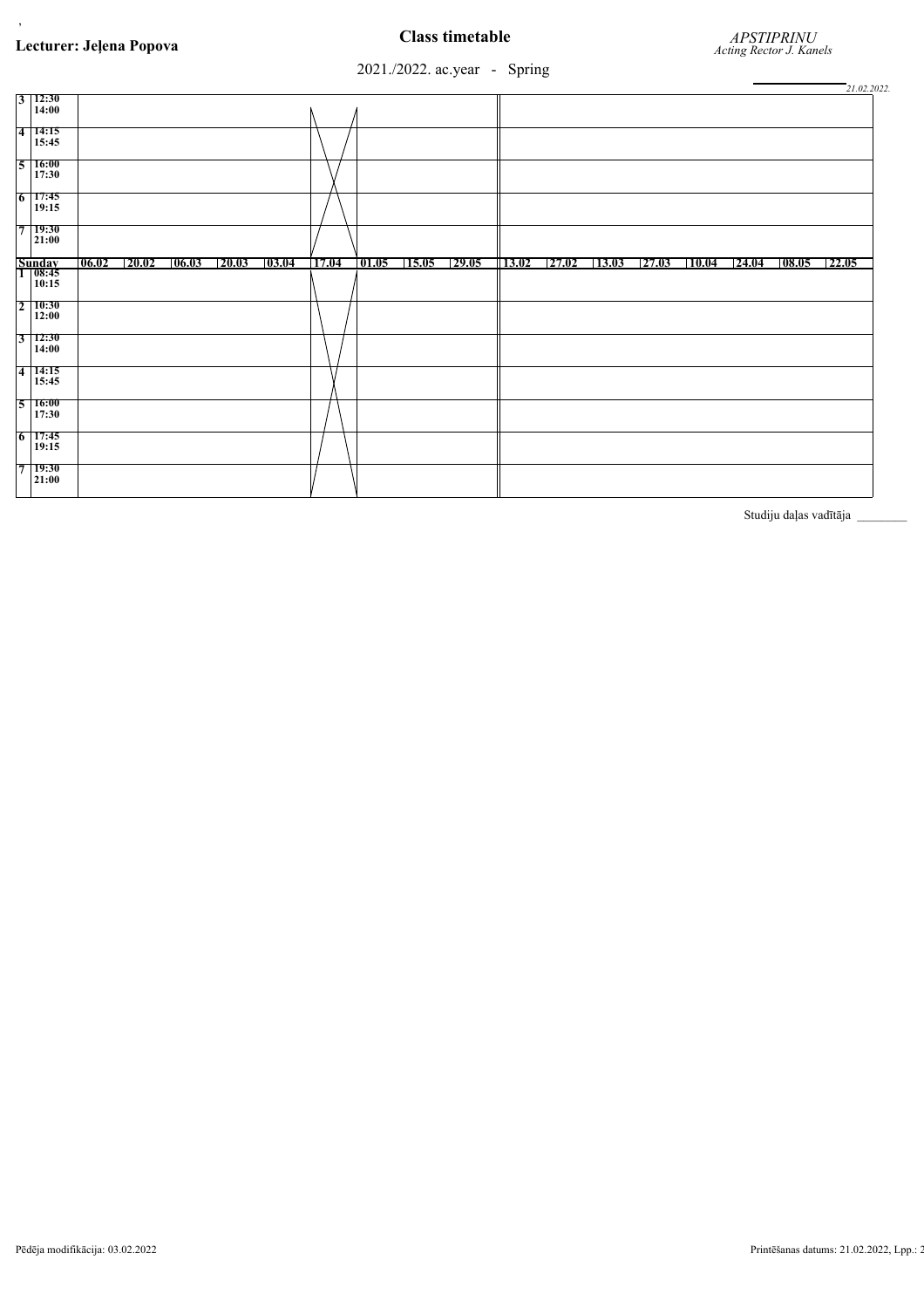**Lecturer: Jeļena Popova**

## Class timetable

*APSTIPRINU*
*Acting Rector J. Kanels*

2021./2022. ac.year - Spring

*21.02.2022.*

| | | | | | | | | | | | | | | | | | | | |
|---|---|---|---|---|---|---|---|---|---|---|---|---|---|---|---|---|---|---|---|
| 3 | 12:30 14:00 | | | | | | | | | | | | | | | | | | |
| 4 | 14:15 15:45 | | | | | | | | | | | | | | | | | | |
| 5 | 16:00 17:30 | | | | | | | | | | | | | | | | | | |
| 6 | 17:45 19:15 | | | | | | | | | | | | | | | | | | |
| 7 | 19:30 21:00 | | | | | | | | | | | | | | | | | | |
| **Sunday** | | **06.02** | **20.02** | **06.03** | **20.03** | **03.04** | **17.04** | **01.05** | **15.05** | **29.05** | **13.02** | **27.02** | **13.03** | **27.03** | **10.04** | **24.04** | **08.05** | **22.05** | |
| 1 | 08:45 10:15 | | | | | | | | | | | | | | | | | | |
| 2 | 10:30 12:00 | | | | | | | | | | | | | | | | | | |
| 3 | 12:30 14:00 | | | | | | | | | | | | | | | | | | |
| 4 | 14:15 15:45 | | | | | | | | | | | | | | | | | | |
| 5 | 16:00 17:30 | | | | | | | | | | | | | | | | | | |
| 6 | 17:45 19:15 | | | | | | | | | | | | | | | | | | |
| 7 | 19:30 21:00 | | | | | | | | | | | | | | | | | | |

Studiju daļas vadītāja ________

Pēdēja modifikācija: 03.02.2022

Printēšanas datums: 21.02.2022